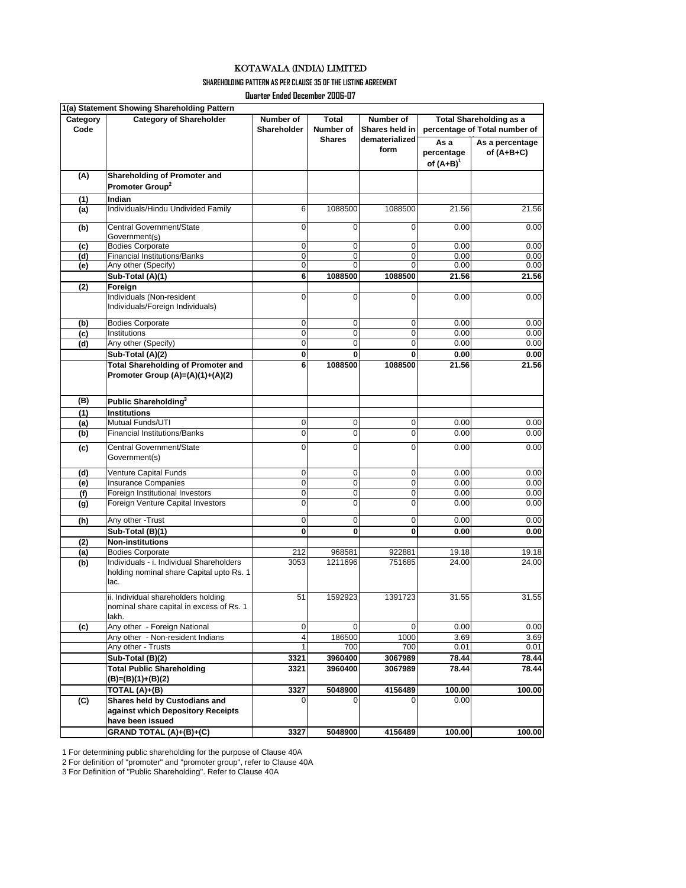# KOTAWALA (INDIA) LIMITED

## SHAREHOLDING PATTERN AS PER CLAUSE 35 OF THE LISTING AGREEMENT

### Quarter Ended December 2006-07

| 1(a) Statement Showing Shareholding Pattern | | | | | | |
|---|---|---|---|---|---|---|
| **Category Code** | **Category of Shareholder** | **Number of Shareholder** | **Total Number of Shares** | **Number of Shares held in dematerialized form** | **Total Shareholding as a percentage of Total number of** | |
| | | | | | **As a percentage of (A+B)[1]** | **As a percentage of (A+B+C)** |
| **(A)** | **Shareholding of Promoter and Promoter Group[2]** | | | | | |
| **(1)** | **Indian** | | | | | |
| **(a)** | Individuals/Hindu Undivided Family | 6 | 1088500 | 1088500 | 21.56 | 21.56 |
| **(b)** | Central Government/State Government(s) | 0 | 0 | 0 | 0.00 | 0.00 |
| **(c)** | Bodies Corporate | 0 | 0 | 0 | 0.00 | 0.00 |
| **(d)** | Financial Institutions/Banks | 0 | 0 | 0 | 0.00 | 0.00 |
| **(e)** | Any other (Specify) | 0 | 0 | 0 | 0.00 | 0.00 |
| | **Sub-Total (A)(1)** | **6** | **1088500** | **1088500** | **21.56** | **21.56** |
| **(2)** | **Foreign** | | | | | |
| | Individuals (Non-resident Individuals/Foreign Individuals) | 0 | 0 | 0 | 0.00 | 0.00 |
| **(b)** | Bodies Corporate | 0 | 0 | 0 | 0.00 | 0.00 |
| **(c)** | Institutions | 0 | 0 | 0 | 0.00 | 0.00 |
| **(d)** | Any other (Specify) | 0 | 0 | 0 | 0.00 | 0.00 |
| | **Sub-Total (A)(2)** | **0** | **0** | **0** | **0.00** | **0.00** |
| | **Total Shareholding of Promoter and Promoter Group (A)=(A)(1)+(A)(2)** | **6** | **1088500** | **1088500** | **21.56** | **21.56** |
| **(B)** | **Public Shareholding[3]** | | | | | |
| **(1)** | **Institutions** | | | | | |
| **(a)** | Mutual Funds/UTI | 0 | 0 | 0 | 0.00 | 0.00 |
| **(b)** | Financial Institutions/Banks | 0 | 0 | 0 | 0.00 | 0.00 |
| **(c)** | Central Government/State Government(s) | 0 | 0 | 0 | 0.00 | 0.00 |
| **(d)** | Venture Capital Funds | 0 | 0 | 0 | 0.00 | 0.00 |
| **(e)** | Insurance Companies | 0 | 0 | 0 | 0.00 | 0.00 |
| **(f)** | Foreign Institutional Investors | 0 | 0 | 0 | 0.00 | 0.00 |
| **(g)** | Foreign Venture Capital Investors | 0 | 0 | 0 | 0.00 | 0.00 |
| **(h)** | Any other -Trust | 0 | 0 | 0 | 0.00 | 0.00 |
| | **Sub-Total (B)(1)** | **0** | **0** | **0** | **0.00** | **0.00** |
| **(2)** | **Non-institutions** | | | | | |
| **(a)** | Bodies Corporate | 212 | 968581 | 922881 | 19.18 | 19.18 |
| **(b)** | Individuals - i. Individual Shareholders holding nominal share Capital upto Rs. 1 lac. | 3053 | 1211696 | 751685 | 24.00 | 24.00 |
| | ii. Individual shareholders holding nominal share capital in excess of Rs. 1 lakh. | 51 | 1592923 | 1391723 | 31.55 | 31.55 |
| **(c)** | Any other - Foreign National | 0 | 0 | 0 | 0.00 | 0.00 |
| | Any other - Non-resident Indians | 4 | 186500 | 1000 | 3.69 | 3.69 |
| | Any other - Trusts | 1 | 700 | 700 | 0.01 | 0.01 |
| | **Sub-Total (B)(2)** | **3321** | **3960400** | **3067989** | **78.44** | **78.44** |
| | **Total Public Shareholding (B)=(B)(1)+(B)(2)** | **3321** | **3960400** | **3067989** | **78.44** | **78.44** |
| | **TOTAL (A)+(B)** | **3327** | **5048900** | **4156489** | **100.00** | **100.00** |
| **(C)** | **Shares held by Custodians and against which Depository Receipts have been issued** | 0 | 0 | 0 | 0.00 | |
| | **GRAND TOTAL (A)+(B)+(C)** | **3327** | **5048900** | **4156489** | **100.00** | **100.00** |

1 For determining public shareholding for the purpose of Clause 40A

2 For definition of "promoter" and "promoter group", refer to Clause 40A

3 For Definition of "Public Shareholding". Refer to Clause 40A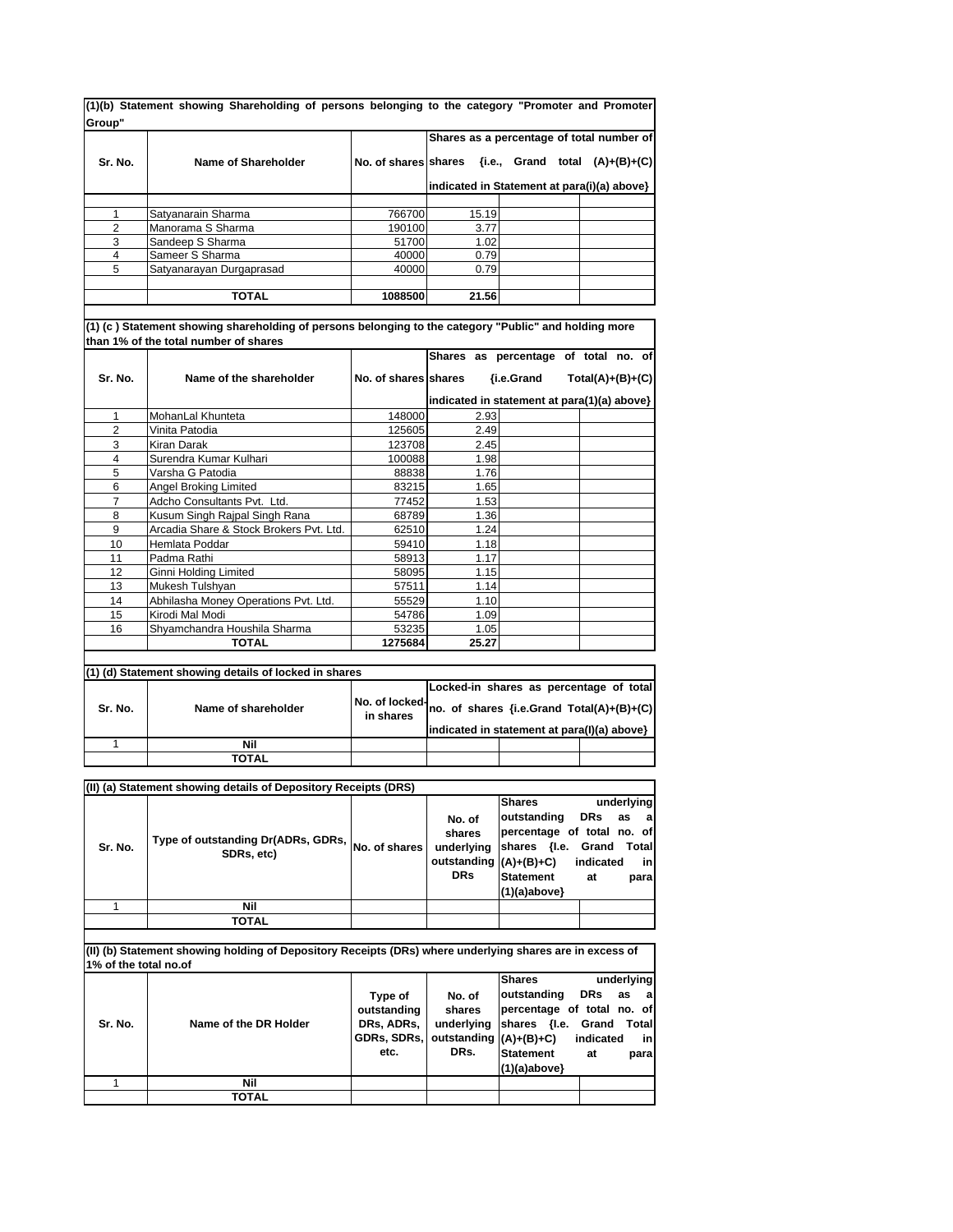## (1)(b) Statement showing Shareholding of persons belonging to the category "Promoter and Promoter Group"

| Sr. No. | Name of Shareholder | No. of shares | Shares as a percentage of total number of shares {i.e., Grand total (A)+(B)+(C) indicated in Statement at para(i)(a) above} | | |
|---|---|---|---|---|---|
| 1 | Satyanarain Sharma | 766700 | 15.19 | | |
| 2 | Manorama S Sharma | 190100 | 3.77 | | |
| 3 | Sandeep S Sharma | 51700 | 1.02 | | |
| 4 | Sameer S Sharma | 40000 | 0.79 | | |
| 5 | Satyanarayan Durgaprasad | 40000 | 0.79 | | |
| | **TOTAL** | **1088500** | **21.56** | | |

## (1) (c ) Statement showing shareholding of persons belonging to the category "Public" and holding more than 1% of the total number of shares

| Sr. No. | Name of the shareholder | No. of shares | Shares as percentage of total no. of shares {i.e.Grand Total(A)+(B)+(C) indicated in statement at para(1)(a) above} | | |
|---|---|---|---|---|---|
| 1 | MohanLal Khunteta | 148000 | 2.93 | | |
| 2 | Vinita Patodia | 125605 | 2.49 | | |
| 3 | Kiran Darak | 123708 | 2.45 | | |
| 4 | Surendra Kumar Kulhari | 100088 | 1.98 | | |
| 5 | Varsha G Patodia | 88838 | 1.76 | | |
| 6 | Angel Broking Limited | 83215 | 1.65 | | |
| 7 | Adcho Consultants Pvt. Ltd. | 77452 | 1.53 | | |
| 8 | Kusum Singh Rajpal Singh Rana | 68789 | 1.36 | | |
| 9 | Arcadia Share & Stock Brokers Pvt. Ltd. | 62510 | 1.24 | | |
| 10 | Hemlata Poddar | 59410 | 1.18 | | |
| 11 | Padma Rathi | 58913 | 1.17 | | |
| 12 | Ginni Holding Limited | 58095 | 1.15 | | |
| 13 | Mukesh Tulshyan | 57511 | 1.14 | | |
| 14 | Abhilasha Money Operations Pvt. Ltd. | 55529 | 1.10 | | |
| 15 | Kirodi Mal Modi | 54786 | 1.09 | | |
| 16 | Shyamchandra Houshila Sharma | 53235 | 1.05 | | |
| | **TOTAL** | **1275684** | **25.27** | | |

## (1) (d) Statement showing details of locked in shares

| Sr. No. | Name of shareholder | No. of locked-in shares | Locked-in shares as percentage of total no. of shares {i.e.Grand Total(A)+(B)+(C) indicated in statement at para(I)(a) above} | | |
|---|---|---|---|---|---|
| 1 | Nil | | | | |
| | **TOTAL** | | | | |

## (II) (a) Statement showing details of Depository Receipts (DRS)

| Sr. No. | Type of outstanding Dr(ADRs, GDRs, SDRs, etc) | No. of shares | No. of shares underlying outstanding DRs | Shares underlying outstanding DRs as a percentage of total no. of shares {I.e. Grand Total (A)+(B)+C) indicated in Statement at para (1)(a)above} | |
|---|---|---|---|---|---|
| 1 | Nil | | | | |
| | **TOTAL** | | | | |

## (II) (b) Statement showing holding of Depository Receipts (DRs) where underlying shares are in excess of 1% of the total no.of

| Sr. No. | Name of the DR Holder | Type of outstanding DRs, ADRs, GDRs, SDRs, etc. | No. of shares underlying outstanding DRs. | Shares underlying outstanding DRs as a percentage of total no. of shares {I.e. Grand Total (A)+(B)+C) indicated in Statement at para (1)(a)above} | |
|---|---|---|---|---|---|
| 1 | Nil | | | | |
| | **TOTAL** | | | | |